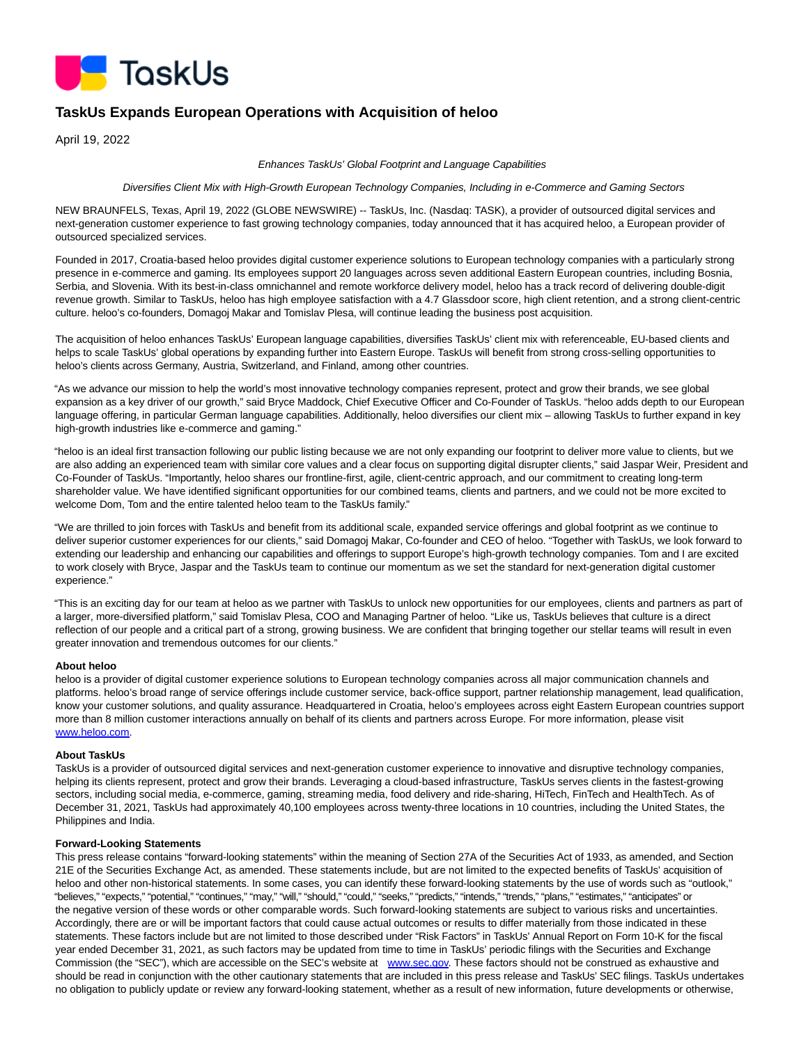# TaskUs Expands European Operations with Acquisition of heloo

April 19, 2022

*Enhances TaskUs' Global Footprint and Language Capabilities*

*Diversifies Client Mix with High-Growth European Technology Companies, Including in e-Commerce and Gaming Sectors*

NEW BRAUNFELS, Texas, April 19, 2022 (GLOBE NEWSWIRE) -- TaskUs, Inc. (Nasdaq: TASK), a provider of outsourced digital services and next-generation customer experience to fast growing technology companies, today announced that it has acquired heloo, a European provider of outsourced specialized services.

Founded in 2017, Croatia-based heloo provides digital customer experience solutions to European technology companies with a particularly strong presence in e-commerce and gaming. Its employees support 20 languages across seven additional Eastern European countries, including Bosnia, Serbia, and Slovenia. With its best-in-class omnichannel and remote workforce delivery model, heloo has a track record of delivering double-digit revenue growth. Similar to TaskUs, heloo has high employee satisfaction with a 4.7 Glassdoor score, high client retention, and a strong client-centric culture. heloo's co-founders, Domagoj Makar and Tomislav Plesa, will continue leading the business post acquisition.

The acquisition of heloo enhances TaskUs' European language capabilities, diversifies TaskUs' client mix with referenceable, EU-based clients and helps to scale TaskUs' global operations by expanding further into Eastern Europe. TaskUs will benefit from strong cross-selling opportunities to heloo's clients across Germany, Austria, Switzerland, and Finland, among other countries.

"As we advance our mission to help the world's most innovative technology companies represent, protect and grow their brands, we see global expansion as a key driver of our growth," said Bryce Maddock, Chief Executive Officer and Co-Founder of TaskUs. "heloo adds depth to our European language offering, in particular German language capabilities. Additionally, heloo diversifies our client mix – allowing TaskUs to further expand in key high-growth industries like e-commerce and gaming."

"heloo is an ideal first transaction following our public listing because we are not only expanding our footprint to deliver more value to clients, but we are also adding an experienced team with similar core values and a clear focus on supporting digital disrupter clients," said Jaspar Weir, President and Co-Founder of TaskUs. "Importantly, heloo shares our frontline-first, agile, client-centric approach, and our commitment to creating long-term shareholder value. We have identified significant opportunities for our combined teams, clients and partners, and we could not be more excited to welcome Dom, Tom and the entire talented heloo team to the TaskUs family."

"We are thrilled to join forces with TaskUs and benefit from its additional scale, expanded service offerings and global footprint as we continue to deliver superior customer experiences for our clients," said Domagoj Makar, Co-founder and CEO of heloo. "Together with TaskUs, we look forward to extending our leadership and enhancing our capabilities and offerings to support Europe's high-growth technology companies. Tom and I are excited to work closely with Bryce, Jaspar and the TaskUs team to continue our momentum as we set the standard for next-generation digital customer experience."

"This is an exciting day for our team at heloo as we partner with TaskUs to unlock new opportunities for our employees, clients and partners as part of a larger, more-diversified platform," said Tomislav Plesa, COO and Managing Partner of heloo. "Like us, TaskUs believes that culture is a direct reflection of our people and a critical part of a strong, growing business. We are confident that bringing together our stellar teams will result in even greater innovation and tremendous outcomes for our clients."

**About heloo**
heloo is a provider of digital customer experience solutions to European technology companies across all major communication channels and platforms. heloo's broad range of service offerings include customer service, back-office support, partner relationship management, lead qualification, know your customer solutions, and quality assurance. Headquartered in Croatia, heloo's employees across eight Eastern European countries support more than 8 million customer interactions annually on behalf of its clients and partners across Europe. For more information, please visit [www.heloo.com](www.heloo.com).

**About TaskUs**
TaskUs is a provider of outsourced digital services and next-generation customer experience to innovative and disruptive technology companies, helping its clients represent, protect and grow their brands. Leveraging a cloud-based infrastructure, TaskUs serves clients in the fastest-growing sectors, including social media, e-commerce, gaming, streaming media, food delivery and ride-sharing, HiTech, FinTech and HealthTech. As of December 31, 2021, TaskUs had approximately 40,100 employees across twenty-three locations in 10 countries, including the United States, the Philippines and India.

**Forward-Looking Statements**
This press release contains "forward-looking statements" within the meaning of Section 27A of the Securities Act of 1933, as amended, and Section 21E of the Securities Exchange Act, as amended. These statements include, but are not limited to the expected benefits of TaskUs' acquisition of heloo and other non-historical statements. In some cases, you can identify these forward-looking statements by the use of words such as "outlook," "believes," "expects," "potential," "continues," "may," "will," "should," "could," "seeks," "predicts," "intends," "trends," "plans," "estimates," "anticipates" or the negative version of these words or other comparable words. Such forward-looking statements are subject to various risks and uncertainties. Accordingly, there are or will be important factors that could cause actual outcomes or results to differ materially from those indicated in these statements. These factors include but are not limited to those described under "Risk Factors" in TaskUs' Annual Report on Form 10-K for the fiscal year ended December 31, 2021, as such factors may be updated from time to time in TaskUs' periodic filings with the Securities and Exchange Commission (the "SEC"), which are accessible on the SEC's website at [www.sec.gov](www.sec.gov). These factors should not be construed as exhaustive and should be read in conjunction with the other cautionary statements that are included in this press release and TaskUs' SEC filings. TaskUs undertakes no obligation to publicly update or review any forward-looking statement, whether as a result of new information, future developments or otherwise,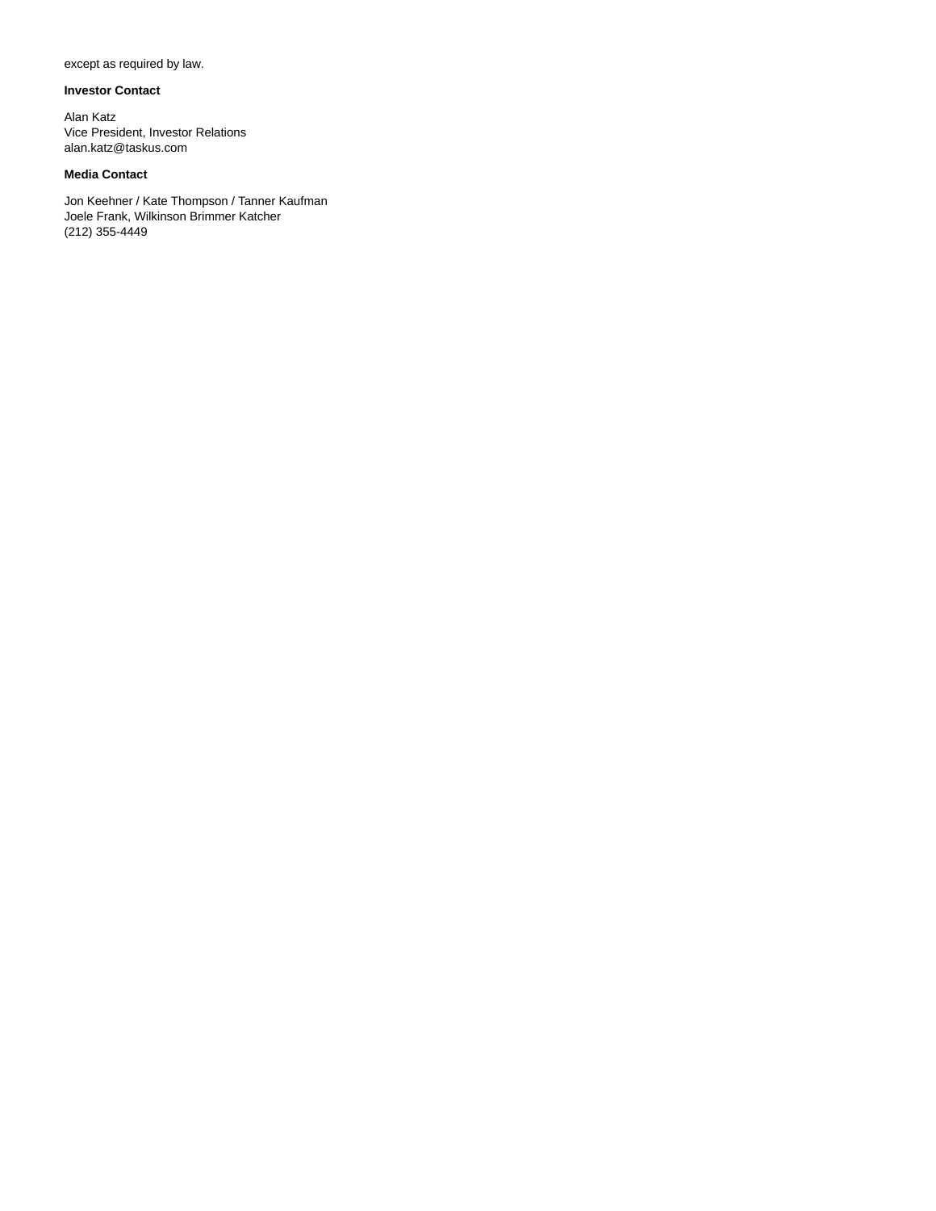except as required by law.

**Investor Contact**

Alan Katz
Vice President, Investor Relations
alan.katz@taskus.com

**Media Contact**

Jon Keehner / Kate Thompson / Tanner Kaufman
Joele Frank, Wilkinson Brimmer Katcher
(212) 355-4449